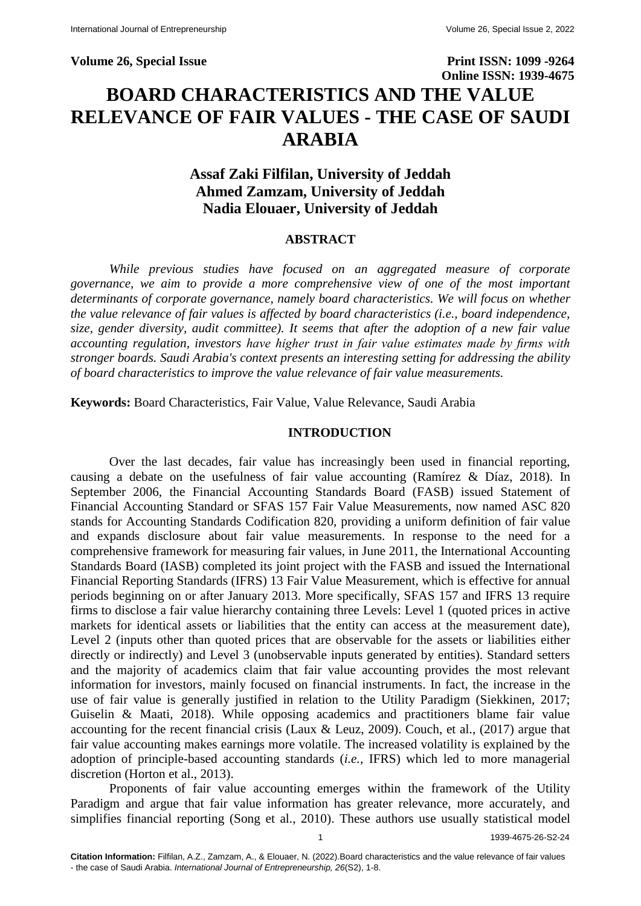Volume 26, Special Issue

Print ISSN: 1099 -9264
Online ISSN: 1939-4675

# BOARD CHARACTERISTICS AND THE VALUE RELEVANCE OF FAIR VALUES - THE CASE OF SAUDI ARABIA

**Assaf Zaki Filfilan, University of Jeddah**
**Ahmed Zamzam, University of Jeddah**
**Nadia Elouaer, University of Jeddah**

## ABSTRACT

*While previous studies have focused on an aggregated measure of corporate governance, we aim to provide a more comprehensive view of one of the most important determinants of corporate governance, namely board characteristics. We will focus on whether the value relevance of fair values is affected by board characteristics (i.e., board independence, size, gender diversity, audit committee). It seems that after the adoption of a new fair value accounting regulation, investors have higher trust in fair value estimates made by firms with stronger boards. Saudi Arabia's context presents an interesting setting for addressing the ability of board characteristics to improve the value relevance of fair value measurements.*

**Keywords:** Board Characteristics, Fair Value, Value Relevance, Saudi Arabia

## INTRODUCTION

Over the last decades, fair value has increasingly been used in financial reporting, causing a debate on the usefulness of fair value accounting (Ramírez & Díaz, 2018). In September 2006, the Financial Accounting Standards Board (FASB) issued Statement of Financial Accounting Standard or SFAS 157 Fair Value Measurements, now named ASC 820 stands for Accounting Standards Codification 820, providing a uniform definition of fair value and expands disclosure about fair value measurements. In response to the need for a comprehensive framework for measuring fair values, in June 2011, the International Accounting Standards Board (IASB) completed its joint project with the FASB and issued the International Financial Reporting Standards (IFRS) 13 Fair Value Measurement, which is effective for annual periods beginning on or after January 2013. More specifically, SFAS 157 and IFRS 13 require firms to disclose a fair value hierarchy containing three Levels: Level 1 (quoted prices in active markets for identical assets or liabilities that the entity can access at the measurement date), Level 2 (inputs other than quoted prices that are observable for the assets or liabilities either directly or indirectly) and Level 3 (unobservable inputs generated by entities). Standard setters and the majority of academics claim that fair value accounting provides the most relevant information for investors, mainly focused on financial instruments. In fact, the increase in the use of fair value is generally justified in relation to the Utility Paradigm (Siekkinen, 2017; Guiselin & Maati, 2018). While opposing academics and practitioners blame fair value accounting for the recent financial crisis (Laux & Leuz, 2009). Couch, et al., (2017) argue that fair value accounting makes earnings more volatile. The increased volatility is explained by the adoption of principle-based accounting standards (*i.e.,* IFRS) which led to more managerial discretion (Horton et al., 2013).

Proponents of fair value accounting emerges within the framework of the Utility Paradigm and argue that fair value information has greater relevance, more accurately, and simplifies financial reporting (Song et al., 2010). These authors use usually statistical model

**Citation Information:** Filfilan, A.Z., Zamzam, A., & Elouaer, N. (2022).Board characteristics and the value relevance of fair values - the case of Saudi Arabia. *International Journal of Entrepreneurship, 26*(S2), 1-8.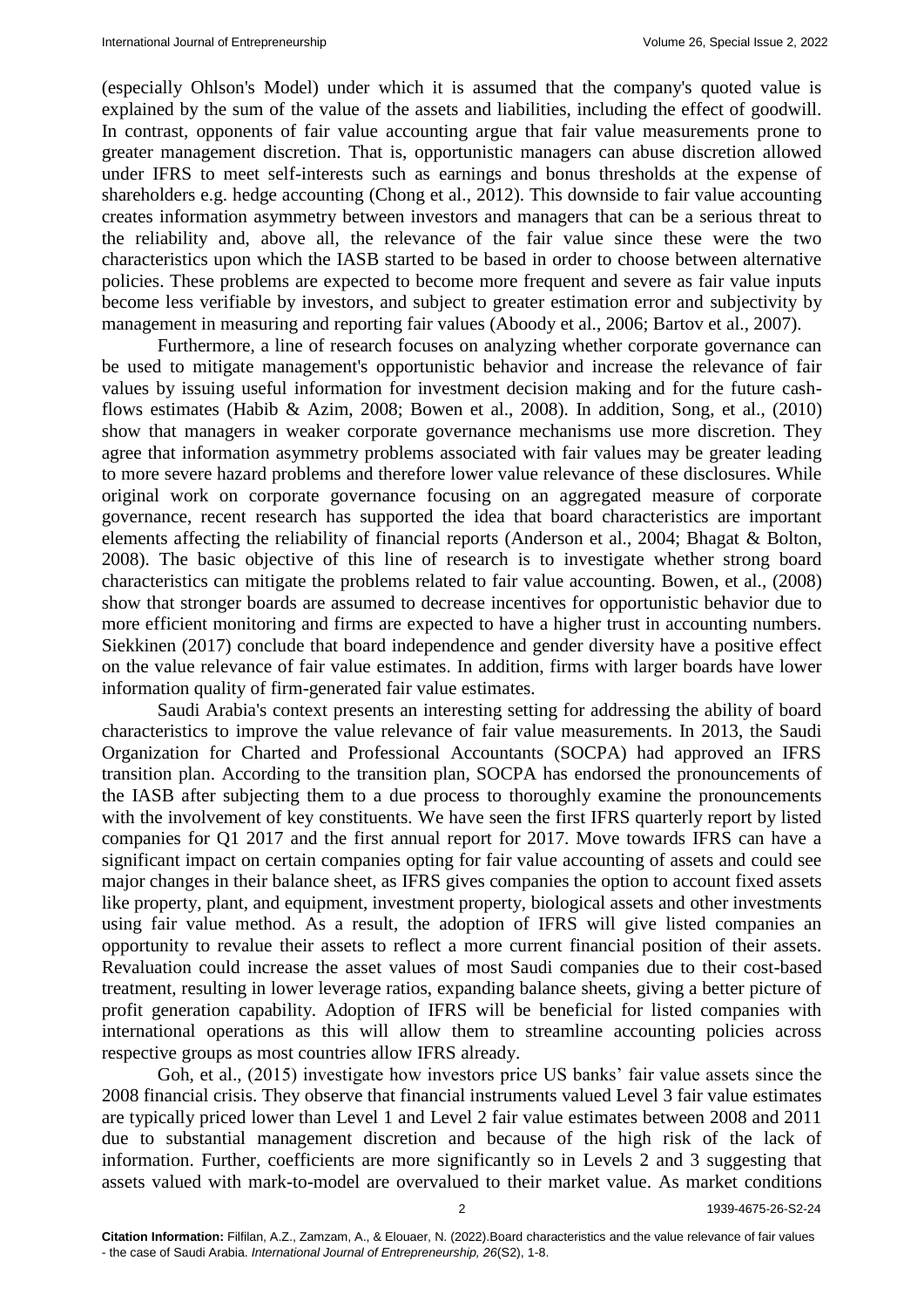(especially Ohlson's Model) under which it is assumed that the company's quoted value is explained by the sum of the value of the assets and liabilities, including the effect of goodwill. In contrast, opponents of fair value accounting argue that fair value measurements prone to greater management discretion. That is, opportunistic managers can abuse discretion allowed under IFRS to meet self-interests such as earnings and bonus thresholds at the expense of shareholders e.g. hedge accounting (Chong et al., 2012). This downside to fair value accounting creates information asymmetry between investors and managers that can be a serious threat to the reliability and, above all, the relevance of the fair value since these were the two characteristics upon which the IASB started to be based in order to choose between alternative policies. These problems are expected to become more frequent and severe as fair value inputs become less verifiable by investors, and subject to greater estimation error and subjectivity by management in measuring and reporting fair values (Aboody et al., 2006; Bartov et al., 2007).

Furthermore, a line of research focuses on analyzing whether corporate governance can be used to mitigate management's opportunistic behavior and increase the relevance of fair values by issuing useful information for investment decision making and for the future cash-flows estimates (Habib & Azim, 2008; Bowen et al., 2008). In addition, Song, et al., (2010) show that managers in weaker corporate governance mechanisms use more discretion. They agree that information asymmetry problems associated with fair values may be greater leading to more severe hazard problems and therefore lower value relevance of these disclosures. While original work on corporate governance focusing on an aggregated measure of corporate governance, recent research has supported the idea that board characteristics are important elements affecting the reliability of financial reports (Anderson et al., 2004; Bhagat & Bolton, 2008). The basic objective of this line of research is to investigate whether strong board characteristics can mitigate the problems related to fair value accounting. Bowen, et al., (2008) show that stronger boards are assumed to decrease incentives for opportunistic behavior due to more efficient monitoring and firms are expected to have a higher trust in accounting numbers. Siekkinen (2017) conclude that board independence and gender diversity have a positive effect on the value relevance of fair value estimates. In addition, firms with larger boards have lower information quality of firm-generated fair value estimates.

Saudi Arabia's context presents an interesting setting for addressing the ability of board characteristics to improve the value relevance of fair value measurements. In 2013, the Saudi Organization for Charted and Professional Accountants (SOCPA) had approved an IFRS transition plan. According to the transition plan, SOCPA has endorsed the pronouncements of the IASB after subjecting them to a due process to thoroughly examine the pronouncements with the involvement of key constituents. We have seen the first IFRS quarterly report by listed companies for Q1 2017 and the first annual report for 2017. Move towards IFRS can have a significant impact on certain companies opting for fair value accounting of assets and could see major changes in their balance sheet, as IFRS gives companies the option to account fixed assets like property, plant, and equipment, investment property, biological assets and other investments using fair value method. As a result, the adoption of IFRS will give listed companies an opportunity to revalue their assets to reflect a more current financial position of their assets. Revaluation could increase the asset values of most Saudi companies due to their cost-based treatment, resulting in lower leverage ratios, expanding balance sheets, giving a better picture of profit generation capability. Adoption of IFRS will be beneficial for listed companies with international operations as this will allow them to streamline accounting policies across respective groups as most countries allow IFRS already.

Goh, et al., (2015) investigate how investors price US banks' fair value assets since the 2008 financial crisis. They observe that financial instruments valued Level 3 fair value estimates are typically priced lower than Level 1 and Level 2 fair value estimates between 2008 and 2011 due to substantial management discretion and because of the high risk of the lack of information. Further, coefficients are more significantly so in Levels 2 and 3 suggesting that assets valued with mark-to-model are overvalued to their market value. As market conditions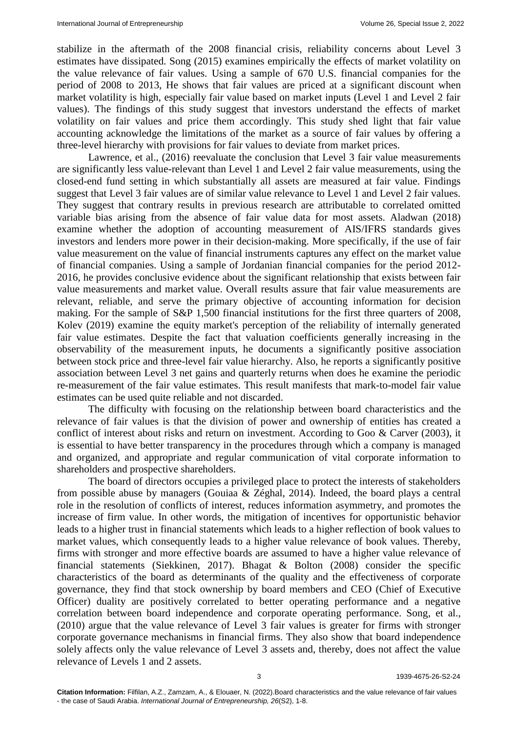stabilize in the aftermath of the 2008 financial crisis, reliability concerns about Level 3 estimates have dissipated. Song (2015) examines empirically the effects of market volatility on the value relevance of fair values. Using a sample of 670 U.S. financial companies for the period of 2008 to 2013, He shows that fair values are priced at a significant discount when market volatility is high, especially fair value based on market inputs (Level 1 and Level 2 fair values). The findings of this study suggest that investors understand the effects of market volatility on fair values and price them accordingly. This study shed light that fair value accounting acknowledge the limitations of the market as a source of fair values by offering a three-level hierarchy with provisions for fair values to deviate from market prices.

Lawrence, et al., (2016) reevaluate the conclusion that Level 3 fair value measurements are significantly less value-relevant than Level 1 and Level 2 fair value measurements, using the closed-end fund setting in which substantially all assets are measured at fair value. Findings suggest that Level 3 fair values are of similar value relevance to Level 1 and Level 2 fair values. They suggest that contrary results in previous research are attributable to correlated omitted variable bias arising from the absence of fair value data for most assets. Aladwan (2018) examine whether the adoption of accounting measurement of AIS/IFRS standards gives investors and lenders more power in their decision-making. More specifically, if the use of fair value measurement on the value of financial instruments captures any effect on the market value of financial companies. Using a sample of Jordanian financial companies for the period 2012-2016, he provides conclusive evidence about the significant relationship that exists between fair value measurements and market value. Overall results assure that fair value measurements are relevant, reliable, and serve the primary objective of accounting information for decision making. For the sample of S&P 1,500 financial institutions for the first three quarters of 2008, Kolev (2019) examine the equity market's perception of the reliability of internally generated fair value estimates. Despite the fact that valuation coefficients generally increasing in the observability of the measurement inputs, he documents a significantly positive association between stock price and three-level fair value hierarchy. Also, he reports a significantly positive association between Level 3 net gains and quarterly returns when does he examine the periodic re-measurement of the fair value estimates. This result manifests that mark-to-model fair value estimates can be used quite reliable and not discarded.

The difficulty with focusing on the relationship between board characteristics and the relevance of fair values is that the division of power and ownership of entities has created a conflict of interest about risks and return on investment. According to Goo & Carver (2003), it is essential to have better transparency in the procedures through which a company is managed and organized, and appropriate and regular communication of vital corporate information to shareholders and prospective shareholders.

The board of directors occupies a privileged place to protect the interests of stakeholders from possible abuse by managers (Gouiaa & Zéghal, 2014). Indeed, the board plays a central role in the resolution of conflicts of interest, reduces information asymmetry, and promotes the increase of firm value. In other words, the mitigation of incentives for opportunistic behavior leads to a higher trust in financial statements which leads to a higher reflection of book values to market values, which consequently leads to a higher value relevance of book values. Thereby, firms with stronger and more effective boards are assumed to have a higher value relevance of financial statements (Siekkinen, 2017). Bhagat & Bolton (2008) consider the specific characteristics of the board as determinants of the quality and the effectiveness of corporate governance, they find that stock ownership by board members and CEO (Chief of Executive Officer) duality are positively correlated to better operating performance and a negative correlation between board independence and corporate operating performance. Song, et al., (2010) argue that the value relevance of Level 3 fair values is greater for firms with stronger corporate governance mechanisms in financial firms. They also show that board independence solely affects only the value relevance of Level 3 assets and, thereby, does not affect the value relevance of Levels 1 and 2 assets.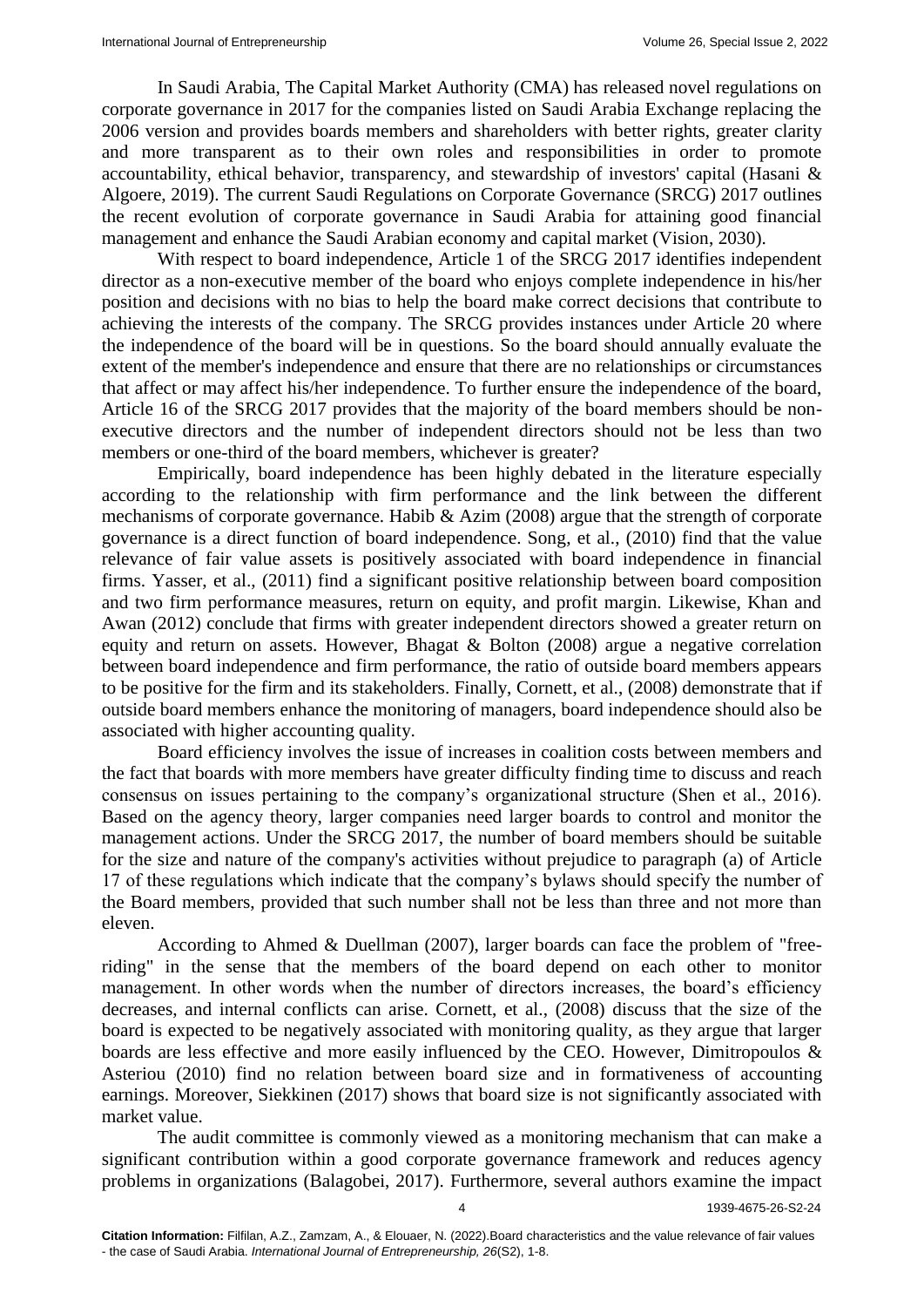In Saudi Arabia, The Capital Market Authority (CMA) has released novel regulations on corporate governance in 2017 for the companies listed on Saudi Arabia Exchange replacing the 2006 version and provides boards members and shareholders with better rights, greater clarity and more transparent as to their own roles and responsibilities in order to promote accountability, ethical behavior, transparency, and stewardship of investors' capital (Hasani & Algoere, 2019). The current Saudi Regulations on Corporate Governance (SRCG) 2017 outlines the recent evolution of corporate governance in Saudi Arabia for attaining good financial management and enhance the Saudi Arabian economy and capital market (Vision, 2030).

With respect to board independence, Article 1 of the SRCG 2017 identifies independent director as a non-executive member of the board who enjoys complete independence in his/her position and decisions with no bias to help the board make correct decisions that contribute to achieving the interests of the company. The SRCG provides instances under Article 20 where the independence of the board will be in questions. So the board should annually evaluate the extent of the member's independence and ensure that there are no relationships or circumstances that affect or may affect his/her independence. To further ensure the independence of the board, Article 16 of the SRCG 2017 provides that the majority of the board members should be non-executive directors and the number of independent directors should not be less than two members or one-third of the board members, whichever is greater?

Empirically, board independence has been highly debated in the literature especially according to the relationship with firm performance and the link between the different mechanisms of corporate governance. Habib & Azim (2008) argue that the strength of corporate governance is a direct function of board independence. Song, et al., (2010) find that the value relevance of fair value assets is positively associated with board independence in financial firms. Yasser, et al., (2011) find a significant positive relationship between board composition and two firm performance measures, return on equity, and profit margin. Likewise, Khan and Awan (2012) conclude that firms with greater independent directors showed a greater return on equity and return on assets. However, Bhagat & Bolton (2008) argue a negative correlation between board independence and firm performance, the ratio of outside board members appears to be positive for the firm and its stakeholders. Finally, Cornett, et al., (2008) demonstrate that if outside board members enhance the monitoring of managers, board independence should also be associated with higher accounting quality.

Board efficiency involves the issue of increases in coalition costs between members and the fact that boards with more members have greater difficulty finding time to discuss and reach consensus on issues pertaining to the company's organizational structure (Shen et al., 2016). Based on the agency theory, larger companies need larger boards to control and monitor the management actions. Under the SRCG 2017, the number of board members should be suitable for the size and nature of the company's activities without prejudice to paragraph (a) of Article 17 of these regulations which indicate that the company's bylaws should specify the number of the Board members, provided that such number shall not be less than three and not more than eleven.

According to Ahmed & Duellman (2007), larger boards can face the problem of "free-riding" in the sense that the members of the board depend on each other to monitor management. In other words when the number of directors increases, the board's efficiency decreases, and internal conflicts can arise. Cornett, et al., (2008) discuss that the size of the board is expected to be negatively associated with monitoring quality, as they argue that larger boards are less effective and more easily influenced by the CEO. However, Dimitropoulos & Asteriou (2010) find no relation between board size and in formativeness of accounting earnings. Moreover, Siekkinen (2017) shows that board size is not significantly associated with market value.

The audit committee is commonly viewed as a monitoring mechanism that can make a significant contribution within a good corporate governance framework and reduces agency problems in organizations (Balagobei, 2017). Furthermore, several authors examine the impact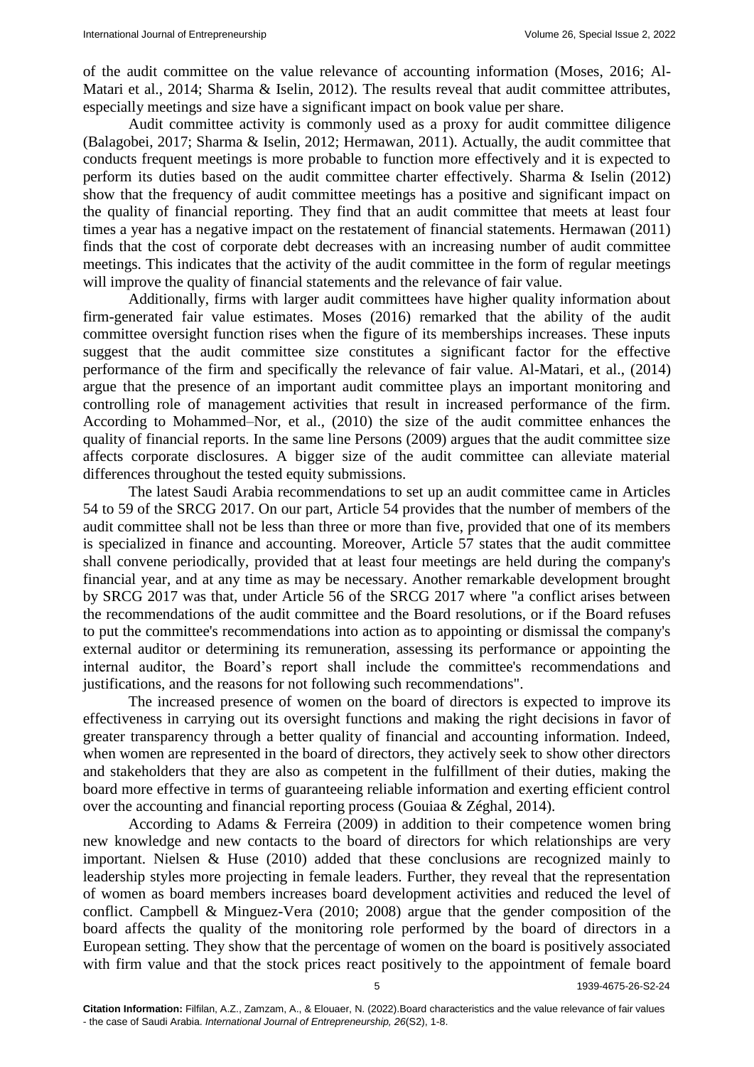of the audit committee on the value relevance of accounting information (Moses, 2016; Al-Matari et al., 2014; Sharma & Iselin, 2012). The results reveal that audit committee attributes, especially meetings and size have a significant impact on book value per share.

Audit committee activity is commonly used as a proxy for audit committee diligence (Balagobei, 2017; Sharma & Iselin, 2012; Hermawan, 2011). Actually, the audit committee that conducts frequent meetings is more probable to function more effectively and it is expected to perform its duties based on the audit committee charter effectively. Sharma & Iselin (2012) show that the frequency of audit committee meetings has a positive and significant impact on the quality of financial reporting. They find that an audit committee that meets at least four times a year has a negative impact on the restatement of financial statements. Hermawan (2011) finds that the cost of corporate debt decreases with an increasing number of audit committee meetings. This indicates that the activity of the audit committee in the form of regular meetings will improve the quality of financial statements and the relevance of fair value.

Additionally, firms with larger audit committees have higher quality information about firm-generated fair value estimates. Moses (2016) remarked that the ability of the audit committee oversight function rises when the figure of its memberships increases. These inputs suggest that the audit committee size constitutes a significant factor for the effective performance of the firm and specifically the relevance of fair value. Al-Matari, et al., (2014) argue that the presence of an important audit committee plays an important monitoring and controlling role of management activities that result in increased performance of the firm. According to Mohammed–Nor, et al., (2010) the size of the audit committee enhances the quality of financial reports. In the same line Persons (2009) argues that the audit committee size affects corporate disclosures. A bigger size of the audit committee can alleviate material differences throughout the tested equity submissions.

The latest Saudi Arabia recommendations to set up an audit committee came in Articles 54 to 59 of the SRCG 2017. On our part, Article 54 provides that the number of members of the audit committee shall not be less than three or more than five, provided that one of its members is specialized in finance and accounting. Moreover, Article 57 states that the audit committee shall convene periodically, provided that at least four meetings are held during the company's financial year, and at any time as may be necessary. Another remarkable development brought by SRCG 2017 was that, under Article 56 of the SRCG 2017 where "a conflict arises between the recommendations of the audit committee and the Board resolutions, or if the Board refuses to put the committee's recommendations into action as to appointing or dismissal the company's external auditor or determining its remuneration, assessing its performance or appointing the internal auditor, the Board's report shall include the committee's recommendations and justifications, and the reasons for not following such recommendations".

The increased presence of women on the board of directors is expected to improve its effectiveness in carrying out its oversight functions and making the right decisions in favor of greater transparency through a better quality of financial and accounting information. Indeed, when women are represented in the board of directors, they actively seek to show other directors and stakeholders that they are also as competent in the fulfillment of their duties, making the board more effective in terms of guaranteeing reliable information and exerting efficient control over the accounting and financial reporting process (Gouiaa & Zéghal, 2014).

According to Adams & Ferreira (2009) in addition to their competence women bring new knowledge and new contacts to the board of directors for which relationships are very important. Nielsen & Huse (2010) added that these conclusions are recognized mainly to leadership styles more projecting in female leaders. Further, they reveal that the representation of women as board members increases board development activities and reduced the level of conflict. Campbell & Minguez-Vera (2010; 2008) argue that the gender composition of the board affects the quality of the monitoring role performed by the board of directors in a European setting. They show that the percentage of women on the board is positively associated with firm value and that the stock prices react positively to the appointment of female board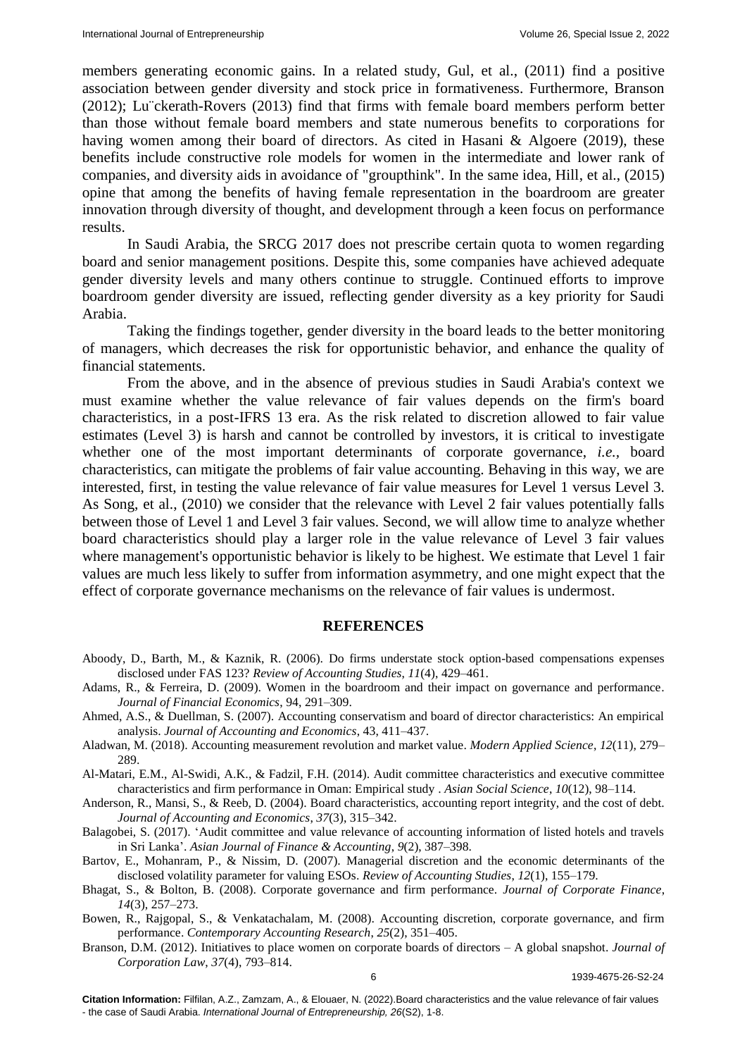members generating economic gains. In a related study, Gul, et al., (2011) find a positive association between gender diversity and stock price in formativeness. Furthermore, Branson (2012); Lu¨ckerath-Rovers (2013) find that firms with female board members perform better than those without female board members and state numerous benefits to corporations for having women among their board of directors. As cited in Hasani & Algoere (2019), these benefits include constructive role models for women in the intermediate and lower rank of companies, and diversity aids in avoidance of "groupthink". In the same idea, Hill, et al., (2015) opine that among the benefits of having female representation in the boardroom are greater innovation through diversity of thought, and development through a keen focus on performance results.

In Saudi Arabia, the SRCG 2017 does not prescribe certain quota to women regarding board and senior management positions. Despite this, some companies have achieved adequate gender diversity levels and many others continue to struggle. Continued efforts to improve boardroom gender diversity are issued, reflecting gender diversity as a key priority for Saudi Arabia.

Taking the findings together, gender diversity in the board leads to the better monitoring of managers, which decreases the risk for opportunistic behavior, and enhance the quality of financial statements.

From the above, and in the absence of previous studies in Saudi Arabia's context we must examine whether the value relevance of fair values depends on the firm's board characteristics, in a post-IFRS 13 era. As the risk related to discretion allowed to fair value estimates (Level 3) is harsh and cannot be controlled by investors, it is critical to investigate whether one of the most important determinants of corporate governance, *i.e.,* board characteristics, can mitigate the problems of fair value accounting. Behaving in this way, we are interested, first, in testing the value relevance of fair value measures for Level 1 versus Level 3. As Song, et al., (2010) we consider that the relevance with Level 2 fair values potentially falls between those of Level 1 and Level 3 fair values. Second, we will allow time to analyze whether board characteristics should play a larger role in the value relevance of Level 3 fair values where management's opportunistic behavior is likely to be highest. We estimate that Level 1 fair values are much less likely to suffer from information asymmetry, and one might expect that the effect of corporate governance mechanisms on the relevance of fair values is undermost.

## REFERENCES

Aboody, D., Barth, M., & Kaznik, R. (2006). Do firms understate stock option-based compensations expenses disclosed under FAS 123? *Review of Accounting Studies*, *11*(4), 429–461.

Adams, R., & Ferreira, D. (2009). Women in the boardroom and their impact on governance and performance. *Journal of Financial Economics*, 94, 291–309.

Ahmed, A.S., & Duellman, S. (2007). Accounting conservatism and board of director characteristics: An empirical analysis. *Journal of Accounting and Economics*, 43, 411–437.

Aladwan, M. (2018). Accounting measurement revolution and market value. *Modern Applied Science*, *12*(11), 279–289.

Al-Matari, E.M., Al-Swidi, A.K., & Fadzil, F.H. (2014). Audit committee characteristics and executive committee characteristics and firm performance in Oman: Empirical study . *Asian Social Science*, *10*(12), 98–114.

Anderson, R., Mansi, S., & Reeb, D. (2004). Board characteristics, accounting report integrity, and the cost of debt. *Journal of Accounting and Economics*, *37*(3), 315–342.

Balagobei, S. (2017). 'Audit committee and value relevance of accounting information of listed hotels and travels in Sri Lanka'. *Asian Journal of Finance & Accounting*, *9*(2), 387–398.

Bartov, E., Mohanram, P., & Nissim, D. (2007). Managerial discretion and the economic determinants of the disclosed volatility parameter for valuing ESOs. *Review of Accounting Studies*, *12*(1), 155–179.

Bhagat, S., & Bolton, B. (2008). Corporate governance and firm performance. *Journal of Corporate Finance*, *14*(3), 257–273.

Bowen, R., Rajgopal, S., & Venkatachalam, M. (2008). Accounting discretion, corporate governance, and firm performance. *Contemporary Accounting Research*, *25*(2), 351–405.

Branson, D.M. (2012). Initiatives to place women on corporate boards of directors – A global snapshot. *Journal of Corporation Law*, *37*(4), 793–814.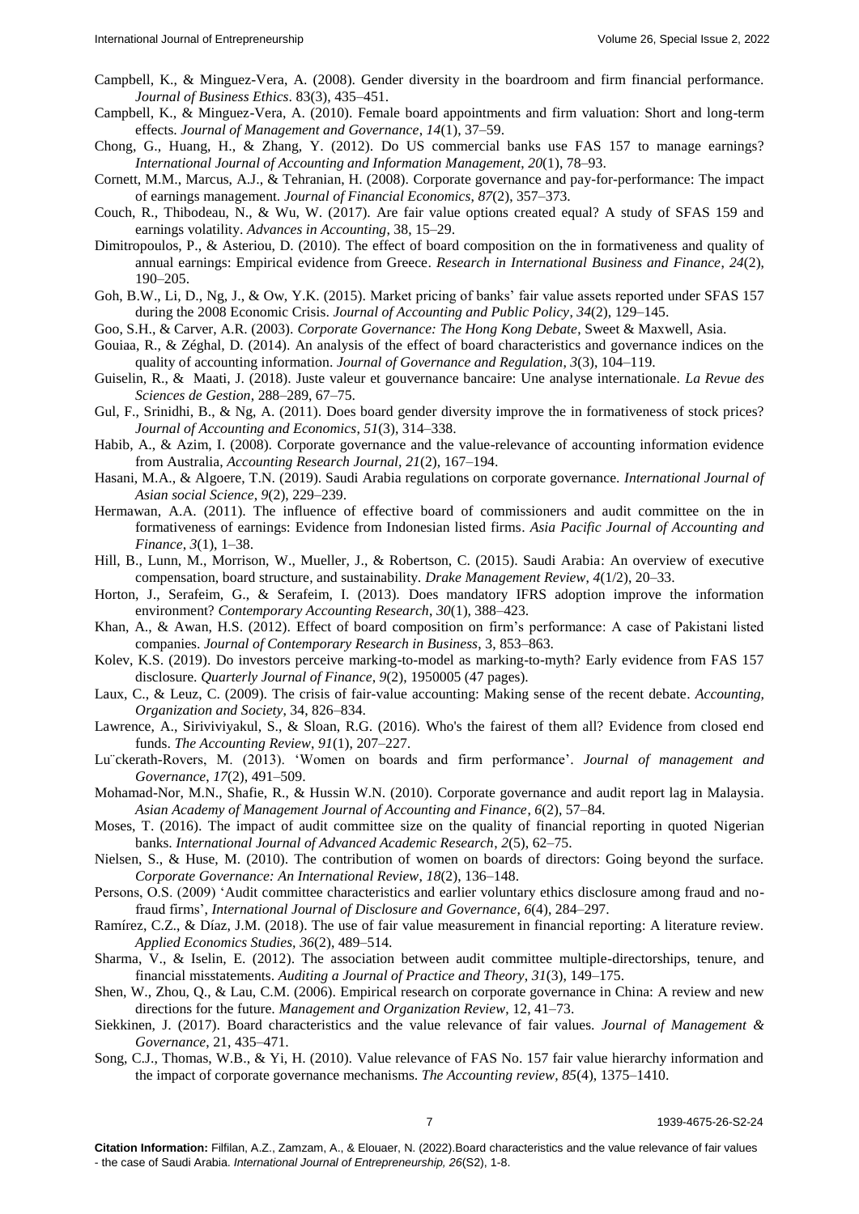Campbell, K., & Minguez-Vera, A. (2008). Gender diversity in the boardroom and firm financial performance. *Journal of Business Ethics*. 83(3), 435–451.

Campbell, K., & Minguez-Vera, A. (2010). Female board appointments and firm valuation: Short and long-term effects. *Journal of Management and Governance*, *14*(1), 37–59.

Chong, G., Huang, H., & Zhang, Y. (2012). Do US commercial banks use FAS 157 to manage earnings? *International Journal of Accounting and Information Management*, *20*(1), 78–93.

Cornett, M.M., Marcus, A.J., & Tehranian, H. (2008). Corporate governance and pay-for-performance: The impact of earnings management. *Journal of Financial Economics*, *87*(2), 357–373.

Couch, R., Thibodeau, N., & Wu, W. (2017). Are fair value options created equal? A study of SFAS 159 and earnings volatility. *Advances in Accounting*, 38, 15–29.

Dimitropoulos, P., & Asteriou, D. (2010). The effect of board composition on the in formativeness and quality of annual earnings: Empirical evidence from Greece. *Research in International Business and Finance*, *24*(2), 190–205.

Goh, B.W., Li, D., Ng, J., & Ow, Y.K. (2015). Market pricing of banks' fair value assets reported under SFAS 157 during the 2008 Economic Crisis. *Journal of Accounting and Public Policy*, *34*(2), 129–145.

Goo, S.H., & Carver, A.R. (2003). *Corporate Governance: The Hong Kong Debate*, Sweet & Maxwell, Asia.

Gouiaa, R., & Zéghal, D. (2014). An analysis of the effect of board characteristics and governance indices on the quality of accounting information. *Journal of Governance and Regulation*, *3*(3), 104–119.

Guiselin, R., & Maati, J. (2018). Juste valeur et gouvernance bancaire: Une analyse internationale. *La Revue des Sciences de Gestion*, 288–289, 67–75.

Gul, F., Srinidhi, B., & Ng, A. (2011). Does board gender diversity improve the in formativeness of stock prices? *Journal of Accounting and Economics*, *51*(3), 314–338.

Habib, A., & Azim, I. (2008). Corporate governance and the value-relevance of accounting information evidence from Australia, *Accounting Research Journal*, *21*(2), 167–194.

Hasani, M.A., & Algoere, T.N. (2019). Saudi Arabia regulations on corporate governance. *International Journal of Asian social Science*, *9*(2), 229–239.

Hermawan, A.A. (2011). The influence of effective board of commissioners and audit committee on the in formativeness of earnings: Evidence from Indonesian listed firms. *Asia Pacific Journal of Accounting and Finance*, *3*(1), 1–38.

Hill, B., Lunn, M., Morrison, W., Mueller, J., & Robertson, C. (2015). Saudi Arabia: An overview of executive compensation, board structure, and sustainability. *Drake Management Review*, *4*(1/2), 20–33.

Horton, J., Serafeim, G., & Serafeim, I. (2013). Does mandatory IFRS adoption improve the information environment? *Contemporary Accounting Research*, *30*(1), 388–423.

Khan, A., & Awan, H.S. (2012). Effect of board composition on firm's performance: A case of Pakistani listed companies. *Journal of Contemporary Research in Business*, 3, 853–863.

Kolev, K.S. (2019). Do investors perceive marking-to-model as marking-to-myth? Early evidence from FAS 157 disclosure. *Quarterly Journal of Finance*, *9*(2), 1950005 (47 pages).

Laux, C., & Leuz, C. (2009). The crisis of fair-value accounting: Making sense of the recent debate. *Accounting, Organization and Society*, 34, 826–834.

Lawrence, A., Siriviviyakul, S., & Sloan, R.G. (2016). Who's the fairest of them all? Evidence from closed end funds. *The Accounting Review*, *91*(1), 207–227.

Lu¨ckerath-Rovers, M. (2013). 'Women on boards and firm performance'. *Journal of management and Governance*, *17*(2), 491–509.

Mohamad-Nor, M.N., Shafie, R., & Hussin W.N. (2010). Corporate governance and audit report lag in Malaysia. *Asian Academy of Management Journal of Accounting and Finance*, *6*(2), 57–84.

Moses, T. (2016). The impact of audit committee size on the quality of financial reporting in quoted Nigerian banks. *International Journal of Advanced Academic Research*, *2*(5), 62–75.

Nielsen, S., & Huse, M. (2010). The contribution of women on boards of directors: Going beyond the surface. *Corporate Governance: An International Review*, *18*(2), 136–148.

Persons, O.S. (2009) 'Audit committee characteristics and earlier voluntary ethics disclosure among fraud and no-fraud firms', *International Journal of Disclosure and Governance*, *6*(4), 284–297.

Ramírez, C.Z., & Díaz, J.M. (2018). The use of fair value measurement in financial reporting: A literature review. *Applied Economics Studies*, *36*(2), 489–514.

Sharma, V., & Iselin, E. (2012). The association between audit committee multiple-directorships, tenure, and financial misstatements. *Auditing a Journal of Practice and Theory*, *31*(3), 149–175.

Shen, W., Zhou, Q., & Lau, C.M. (2006). Empirical research on corporate governance in China: A review and new directions for the future. *Management and Organization Review*, 12, 41–73.

Siekkinen, J. (2017). Board characteristics and the value relevance of fair values. *Journal of Management & Governance*, 21, 435–471.

Song, C.J., Thomas, W.B., & Yi, H. (2010). Value relevance of FAS No. 157 fair value hierarchy information and the impact of corporate governance mechanisms. *The Accounting review*, *85*(4), 1375–1410.

**Citation Information:** Filfilan, A.Z., Zamzam, A., & Elouaer, N. (2022).Board characteristics and the value relevance of fair values - the case of Saudi Arabia. *International Journal of Entrepreneurship, 26*(S2), 1-8.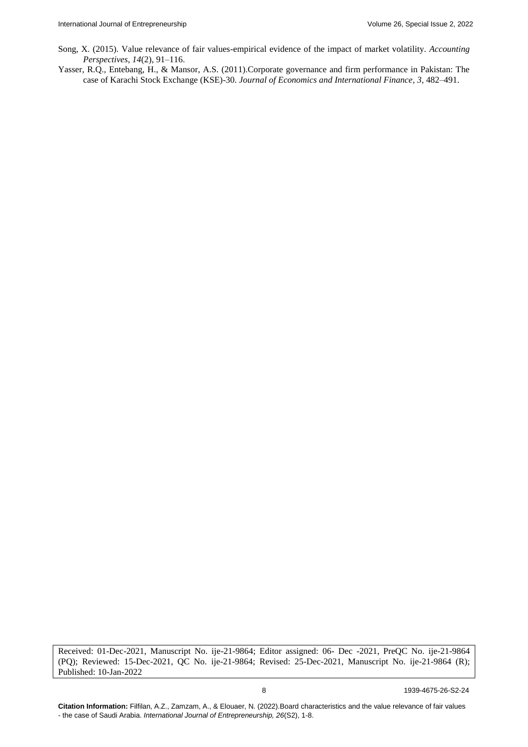Song, X. (2015). Value relevance of fair values-empirical evidence of the impact of market volatility. *Accounting Perspectives*, *14*(2), 91–116.

Yasser, R.Q., Entebang, H., & Mansor, A.S. (2011).Corporate governance and firm performance in Pakistan: The case of Karachi Stock Exchange (KSE)-30. *Journal of Economics and International Finance*, *3*, 482–491.

Received: 01-Dec-2021, Manuscript No. ije-21-9864; Editor assigned: 06- Dec -2021, PreQC No. ije-21-9864 (PQ); Reviewed: 15-Dec-2021, QC No. ije-21-9864; Revised: 25-Dec-2021, Manuscript No. ije-21-9864 (R); Published: 10-Jan-2022

**Citation Information:** Filfilan, A.Z., Zamzam, A., & Elouaer, N. (2022).Board characteristics and the value relevance of fair values - the case of Saudi Arabia. *International Journal of Entrepreneurship, 26*(S2), 1-8.